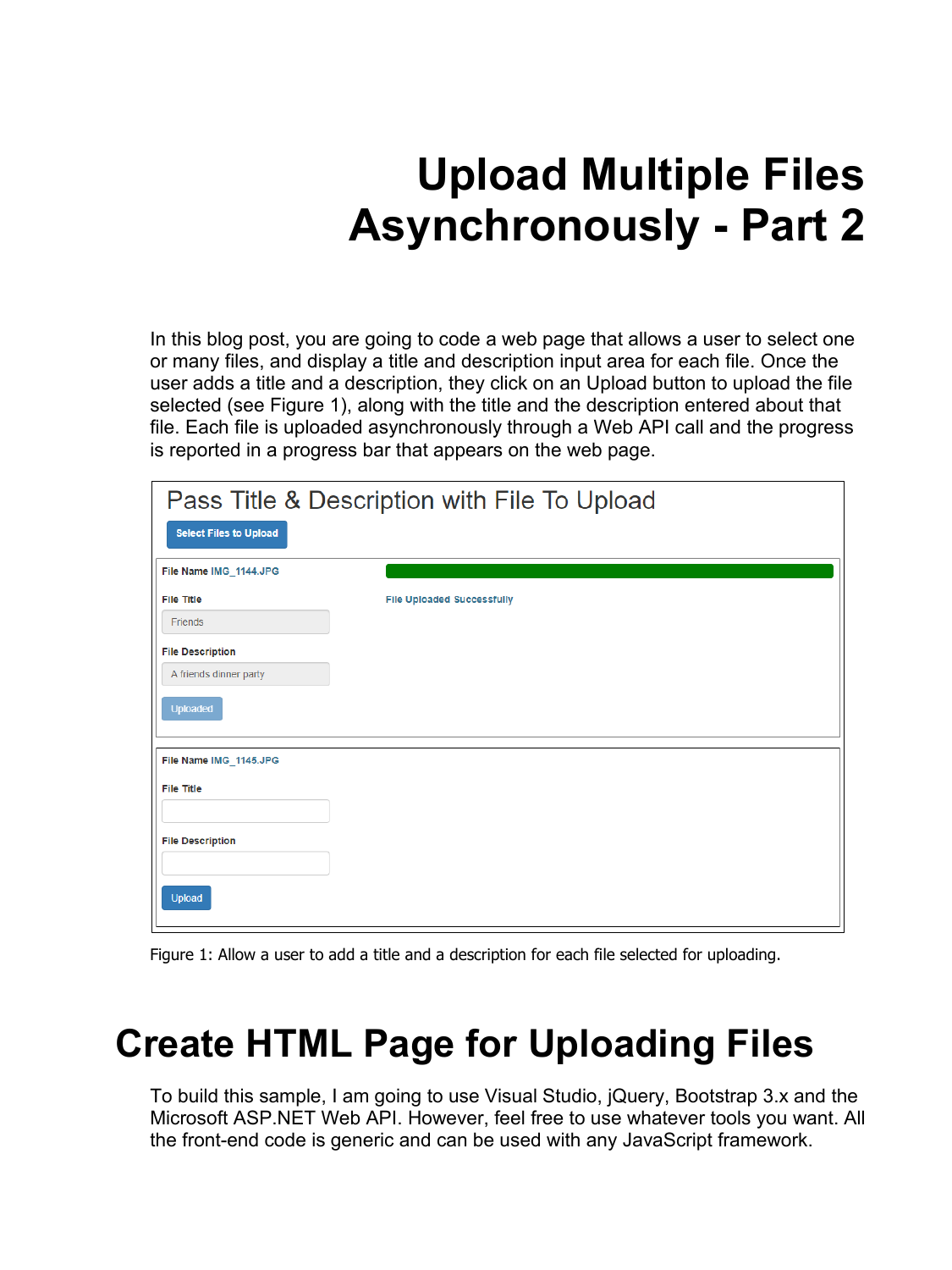# Upload Multiple Files Asynchronously - Part 2

In this blog post, you are going to code a web page that allows a user to select one or many files, and display a title and description input area for each file. Once the user adds a title and a description, they click on an Upload button to upload the file selected (see Figure 1), along with the title and the description entered about that file. Each file is uploaded asynchronously through a Web API call and the progress is reported in a progress bar that appears on the web page.

Figure 1: Allow a user to add a title and a description for each file selected for uploading.

# Create HTML Page for Uploading Files

To build this sample, I am going to use Visual Studio, jQuery, Bootstrap 3.x and the Microsoft ASP.NET Web API. However, feel free to use whatever tools you want. All the front-end code is generic and can be used with any JavaScript framework.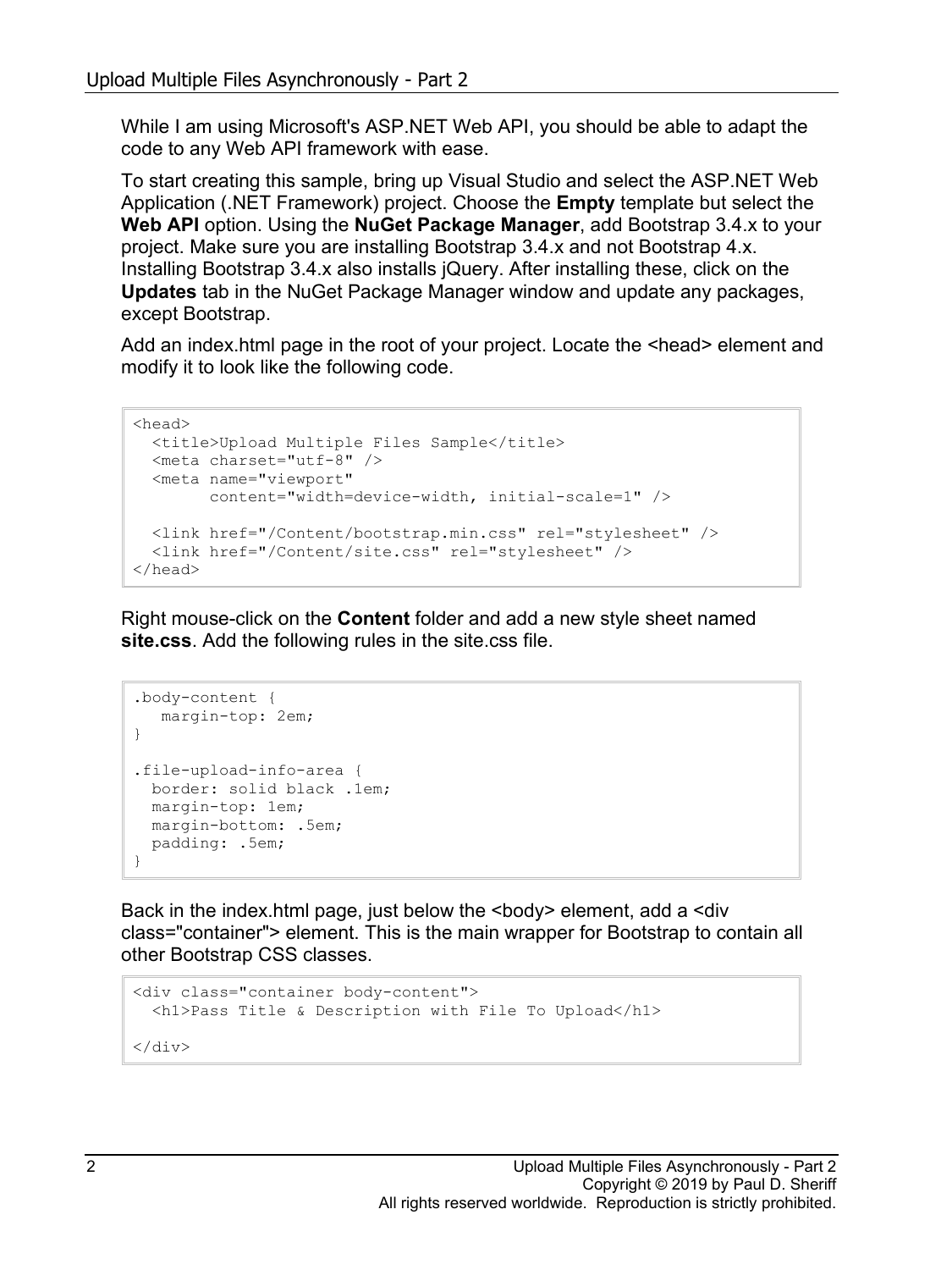While I am using Microsoft's ASP.NET Web API, you should be able to adapt the code to any Web API framework with ease.

To start creating this sample, bring up Visual Studio and select the ASP.NET Web Application (.NET Framework) project. Choose the **Empty** template but select the **Web API** option. Using the **NuGet Package Manager**, add Bootstrap 3.4.x to your project. Make sure you are installing Bootstrap 3.4.x and not Bootstrap 4.x. Installing Bootstrap 3.4.x also installs jQuery. After installing these, click on the **Updates** tab in the NuGet Package Manager window and update any packages, except Bootstrap.

Add an index.html page in the root of your project. Locate the <head> element and modify it to look like the following code.

```
<head>
  <title>Upload Multiple Files Sample</title>
  <meta charset="utf-8" />
  <meta name="viewport"
        content="width=device-width, initial-scale=1" />

  <link href="/Content/bootstrap.min.css" rel="stylesheet" />
  <link href="/Content/site.css" rel="stylesheet" />
</head>
```

Right mouse-click on the **Content** folder and add a new style sheet named **site.css**. Add the following rules in the site.css file.

```
.body-content {
   margin-top: 2em;
}

.file-upload-info-area {
  border: solid black .1em;
  margin-top: 1em;
  margin-bottom: .5em;
  padding: .5em;
}
```

Back in the index.html page, just below the <body> element, add a <div class="container"> element. This is the main wrapper for Bootstrap to contain all other Bootstrap CSS classes.

```
<div class="container body-content">
  <h1>Pass Title & Description with File To Upload</h1>

</div>
```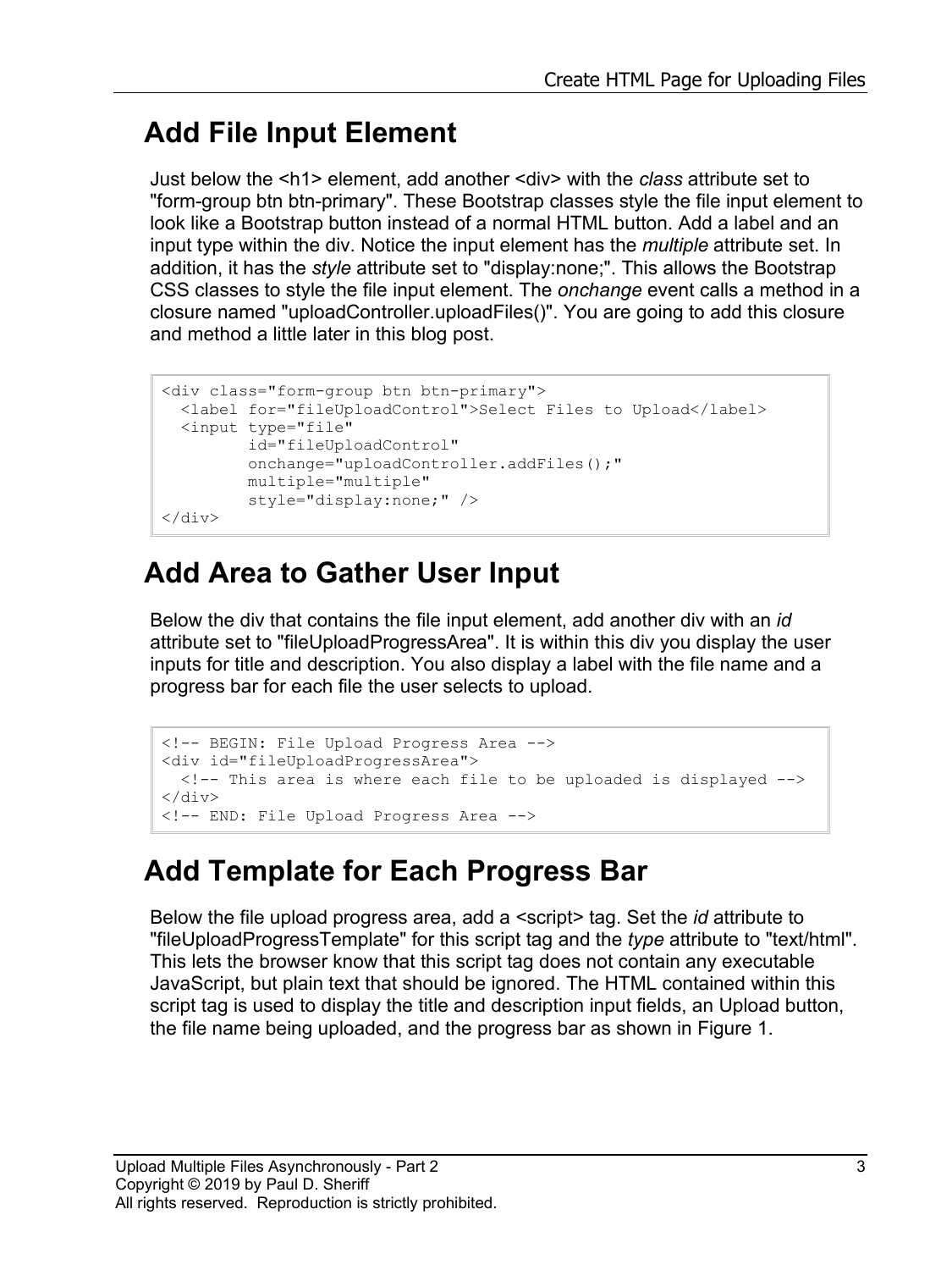## Add File Input Element

Just below the <h1> element, add another <div> with the *class* attribute set to "form-group btn btn-primary". These Bootstrap classes style the file input element to look like a Bootstrap button instead of a normal HTML button. Add a label and an input type within the div. Notice the input element has the *multiple* attribute set. In addition, it has the *style* attribute set to "display:none;". This allows the Bootstrap CSS classes to style the file input element. The *onchange* event calls a method in a closure named "uploadController.uploadFiles()". You are going to add this closure and method a little later in this blog post.

```
<div class="form-group btn btn-primary">
  <label for="fileUploadControl">Select Files to Upload</label>
  <input type="file"
         id="fileUploadControl"
         onchange="uploadController.addFiles();"
         multiple="multiple"
         style="display:none;" />
</div>
```

## Add Area to Gather User Input

Below the div that contains the file input element, add another div with an *id* attribute set to "fileUploadProgressArea". It is within this div you display the user inputs for title and description. You also display a label with the file name and a progress bar for each file the user selects to upload.

```
<!-- BEGIN: File Upload Progress Area -->
<div id="fileUploadProgressArea">
  <!-- This area is where each file to be uploaded is displayed -->
</div>
<!-- END: File Upload Progress Area -->
```

## Add Template for Each Progress Bar

Below the file upload progress area, add a <script> tag. Set the *id* attribute to "fileUploadProgressTemplate" for this script tag and the *type* attribute to "text/html". This lets the browser know that this script tag does not contain any executable JavaScript, but plain text that should be ignored. The HTML contained within this script tag is used to display the title and description input fields, an Upload button, the file name being uploaded, and the progress bar as shown in Figure 1.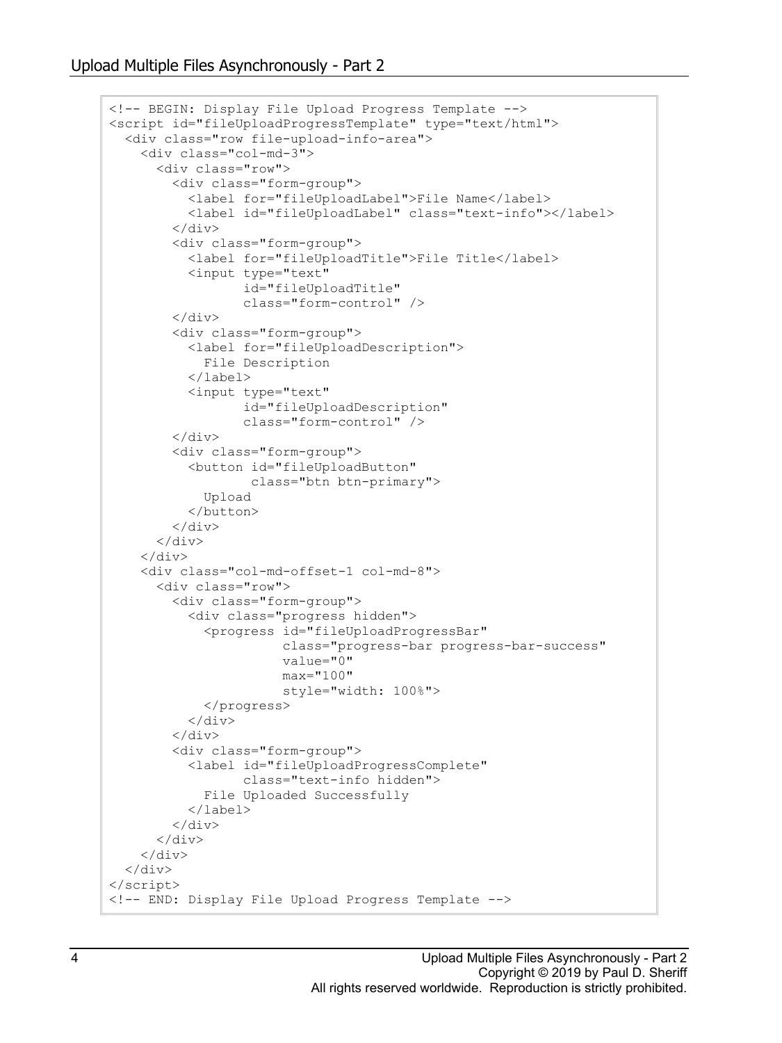```
<!-- BEGIN: Display File Upload Progress Template -->
<script id="fileUploadProgressTemplate" type="text/html">
  <div class="row file-upload-info-area">
    <div class="col-md-3">
      <div class="row">
        <div class="form-group">
          <label for="fileUploadLabel">File Name</label>
          <label id="fileUploadLabel" class="text-info"></label>
        </div>
        <div class="form-group">
          <label for="fileUploadTitle">File Title</label>
          <input type="text"
                 id="fileUploadTitle"
                 class="form-control" />
        </div>
        <div class="form-group">
          <label for="fileUploadDescription">
            File Description
          </label>
          <input type="text"
                 id="fileUploadDescription"
                 class="form-control" />
        </div>
        <div class="form-group">
          <button id="fileUploadButton"
                  class="btn btn-primary">
            Upload
          </button>
        </div>
      </div>
    </div>
    <div class="col-md-offset-1 col-md-8">
      <div class="row">
        <div class="form-group">
          <div class="progress hidden">
            <progress id="fileUploadProgressBar"
                      class="progress-bar progress-bar-success"
                      value="0"
                      max="100"
                      style="width: 100%">
            </progress>
          </div>
        </div>
        <div class="form-group">
          <label id="fileUploadProgressComplete"
                 class="text-info hidden">
            File Uploaded Successfully
          </label>
        </div>
      </div>
    </div>
  </div>
</script>
<!-- END: Display File Upload Progress Template -->
```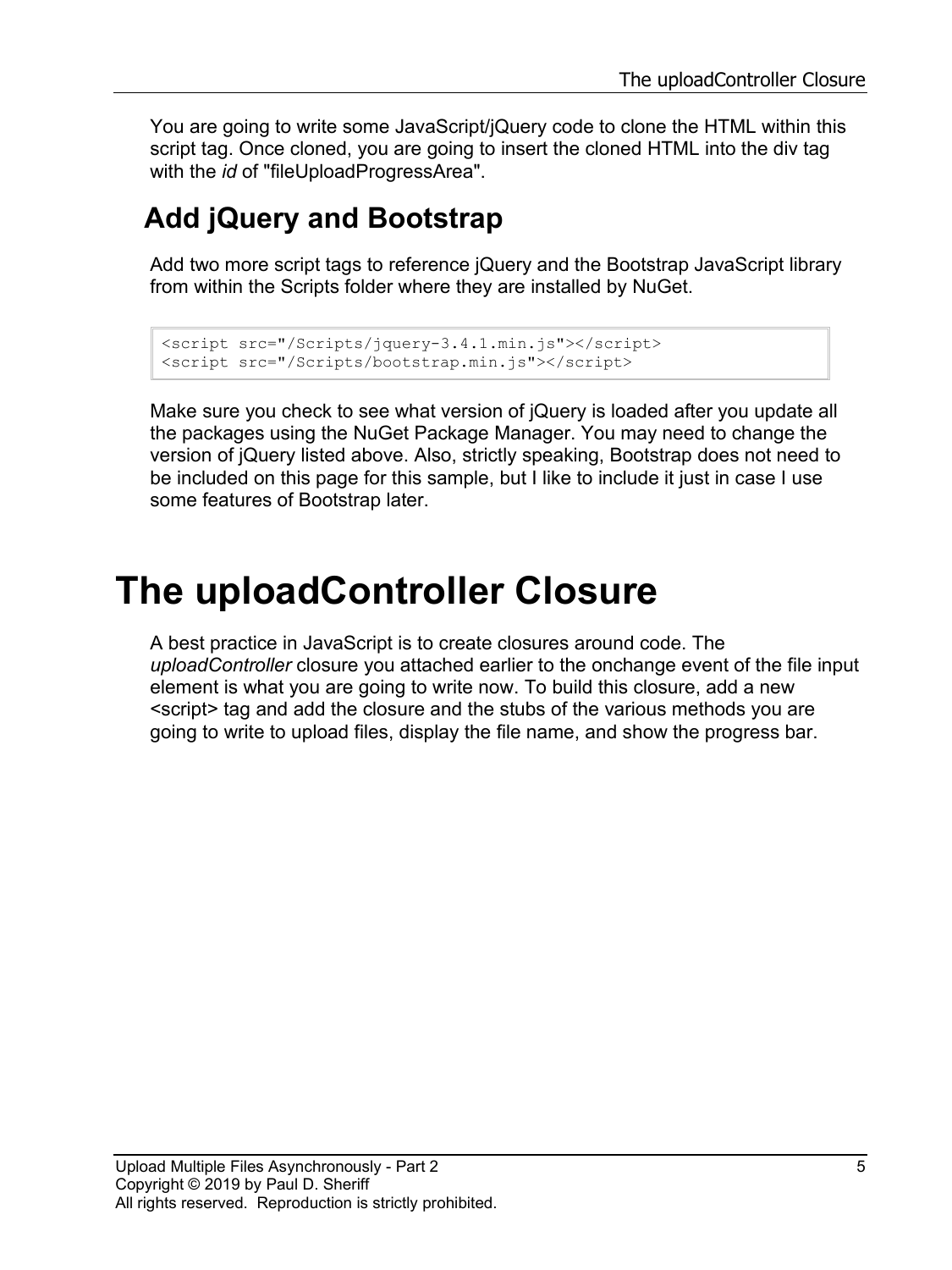You are going to write some JavaScript/jQuery code to clone the HTML within this script tag. Once cloned, you are going to insert the cloned HTML into the div tag with the *id* of "fileUploadProgressArea".

## Add jQuery and Bootstrap

Add two more script tags to reference jQuery and the Bootstrap JavaScript library from within the Scripts folder where they are installed by NuGet.

```
<script src="/Scripts/jquery-3.4.1.min.js"></script>
<script src="/Scripts/bootstrap.min.js"></script>
```

Make sure you check to see what version of jQuery is loaded after you update all the packages using the NuGet Package Manager. You may need to change the version of jQuery listed above. Also, strictly speaking, Bootstrap does not need to be included on this page for this sample, but I like to include it just in case I use some features of Bootstrap later.

# The uploadController Closure

A best practice in JavaScript is to create closures around code. The *uploadController* closure you attached earlier to the onchange event of the file input element is what you are going to write now. To build this closure, add a new <script> tag and add the closure and the stubs of the various methods you are going to write to upload files, display the file name, and show the progress bar.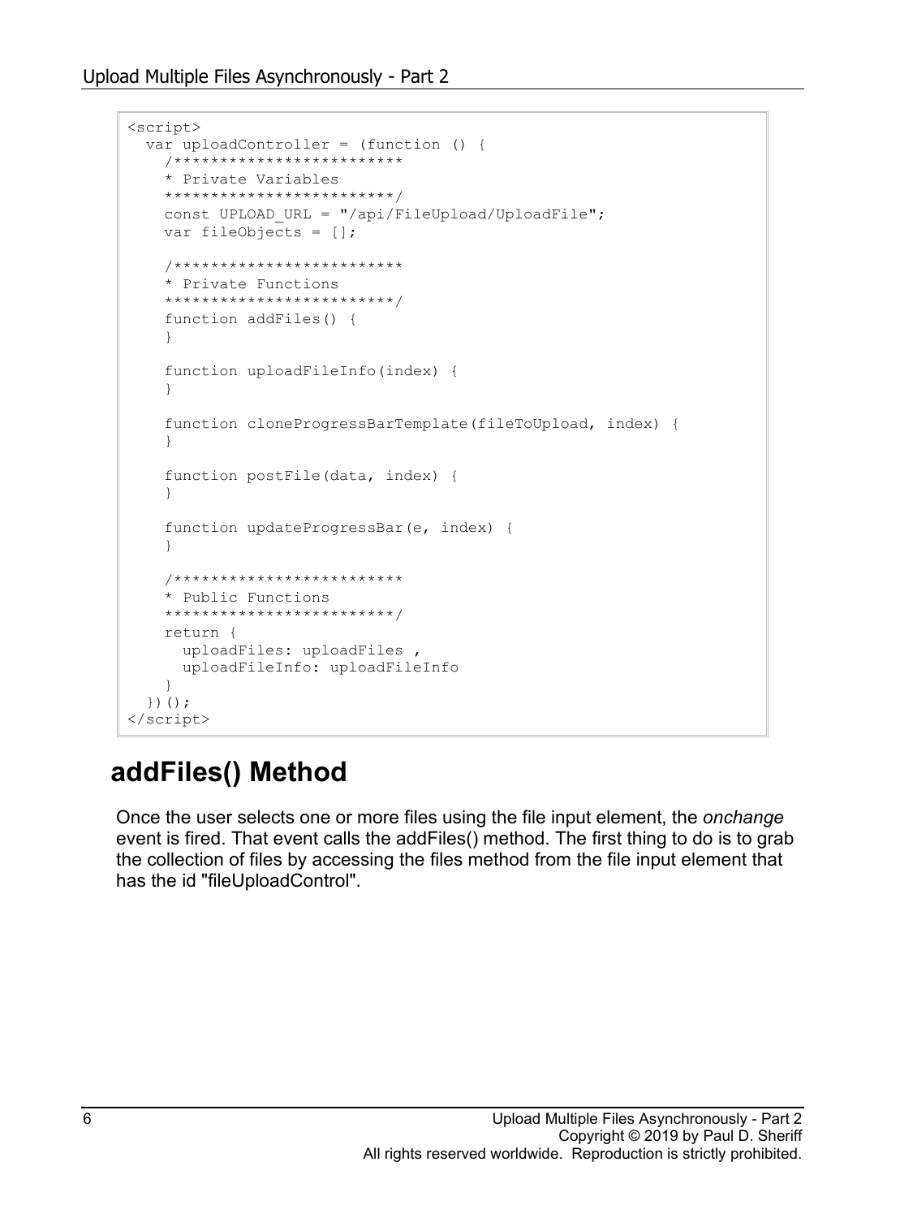```
<script>
  var uploadController = (function () {
    /************************
    * Private Variables
    ************************/
    const UPLOAD_URL = "/api/FileUpload/UploadFile";
    var fileObjects = [];

    /************************
    * Private Functions
    ************************/
    function addFiles() {
    }

    function uploadFileInfo(index) {
    }

    function cloneProgressBarTemplate(fileToUpload, index) {
    }

    function postFile(data, index) {
    }

    function updateProgressBar(e, index) {
    }

    /************************
    * Public Functions
    ************************/
    return {
      uploadFiles: uploadFiles ,
      uploadFileInfo: uploadFileInfo
    }
  })();
</script>
```

## addFiles() Method

Once the user selects one or more files using the file input element, the *onchange* event is fired. That event calls the addFiles() method. The first thing to do is to grab the collection of files by accessing the files method from the file input element that has the id "fileUploadControl".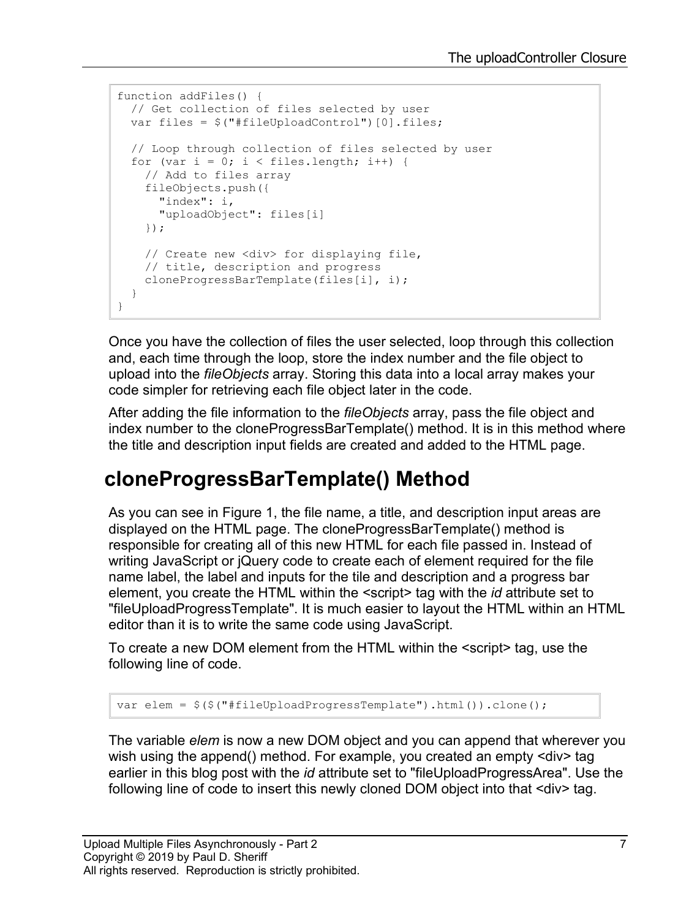```
function addFiles() {
  // Get collection of files selected by user
  var files = $("#fileUploadControl")[0].files;

  // Loop through collection of files selected by user
  for (var i = 0; i < files.length; i++) {
    // Add to files array
    fileObjects.push({
      "index": i,
      "uploadObject": files[i]
    });

    // Create new <div> for displaying file,
    // title, description and progress
    cloneProgressBarTemplate(files[i], i);
  }
}
```

Once you have the collection of files the user selected, loop through this collection and, each time through the loop, store the index number and the file object to upload into the *fileObjects* array. Storing this data into a local array makes your code simpler for retrieving each file object later in the code.

After adding the file information to the *fileObjects* array, pass the file object and index number to the cloneProgressBarTemplate() method. It is in this method where the title and description input fields are created and added to the HTML page.

## cloneProgressBarTemplate() Method

As you can see in Figure 1, the file name, a title, and description input areas are displayed on the HTML page. The cloneProgressBarTemplate() method is responsible for creating all of this new HTML for each file passed in. Instead of writing JavaScript or jQuery code to create each of element required for the file name label, the label and inputs for the tile and description and a progress bar element, you create the HTML within the <script> tag with the *id* attribute set to "fileUploadProgressTemplate". It is much easier to layout the HTML within an HTML editor than it is to write the same code using JavaScript.

To create a new DOM element from the HTML within the <script> tag, use the following line of code.

```
var elem = $($("#fileUploadProgressTemplate").html()).clone();
```

The variable *elem* is now a new DOM object and you can append that wherever you wish using the append() method. For example, you created an empty <div> tag earlier in this blog post with the *id* attribute set to "fileUploadProgressArea". Use the following line of code to insert this newly cloned DOM object into that <div> tag.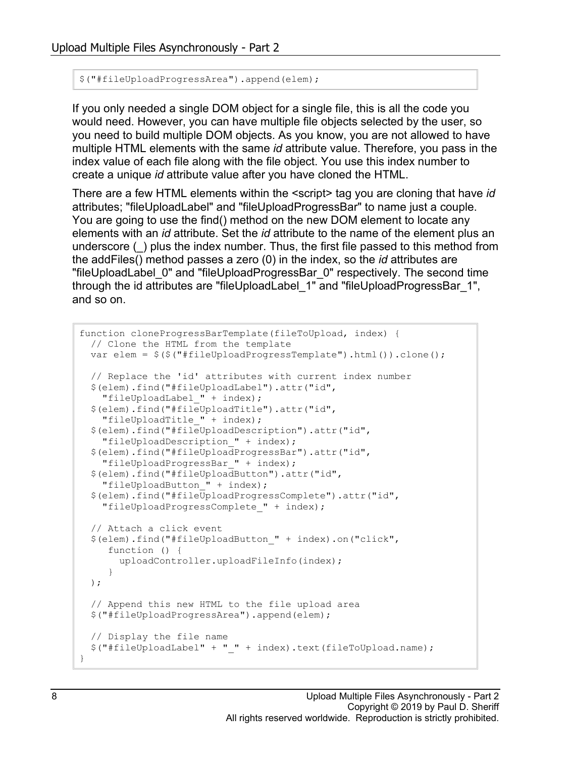```
$("#fileUploadProgressArea").append(elem);
```

If you only needed a single DOM object for a single file, this is all the code you would need. However, you can have multiple file objects selected by the user, so you need to build multiple DOM objects. As you know, you are not allowed to have multiple HTML elements with the same *id* attribute value. Therefore, you pass in the index value of each file along with the file object. You use this index number to create a unique *id* attribute value after you have cloned the HTML.

There are a few HTML elements within the <script> tag you are cloning that have *id* attributes; "fileUploadLabel" and "fileUploadProgressBar" to name just a couple. You are going to use the find() method on the new DOM element to locate any elements with an *id* attribute. Set the *id* attribute to the name of the element plus an underscore (_) plus the index number. Thus, the first file passed to this method from the addFiles() method passes a zero (0) in the index, so the *id* attributes are "fileUploadLabel_0" and "fileUploadProgressBar_0" respectively. The second time through the id attributes are "fileUploadLabel_1" and "fileUploadProgressBar_1", and so on.

```
function cloneProgressBarTemplate(fileToUpload, index) {
  // Clone the HTML from the template
  var elem = $($("#fileUploadProgressTemplate").html()).clone();

  // Replace the 'id' attributes with current index number
  $(elem).find("#fileUploadLabel").attr("id",
    "fileUploadLabel_" + index);
  $(elem).find("#fileUploadTitle").attr("id",
    "fileUploadTitle_" + index);
  $(elem).find("#fileUploadDescription").attr("id",
    "fileUploadDescription_" + index);
  $(elem).find("#fileUploadProgressBar").attr("id",
    "fileUploadProgressBar_" + index);
  $(elem).find("#fileUploadButton").attr("id",
    "fileUploadButton_" + index);
  $(elem).find("#fileUploadProgressComplete").attr("id",
    "fileUploadProgressComplete_" + index);

  // Attach a click event
  $(elem).find("#fileUploadButton_" + index).on("click",
     function () {
       uploadController.uploadFileInfo(index);
     }
  );

  // Append this new HTML to the file upload area
  $("#fileUploadProgressArea").append(elem);

  // Display the file name
  $("#fileUploadLabel" + "_" + index).text(fileToUpload.name);
}
```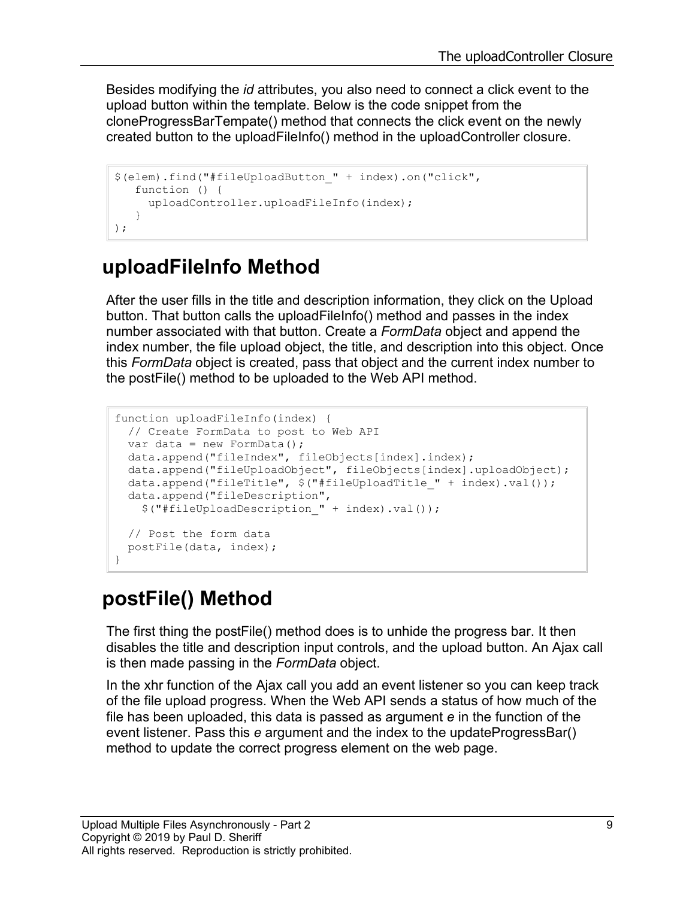Besides modifying the *id* attributes, you also need to connect a click event to the upload button within the template. Below is the code snippet from the cloneProgressBarTempate() method that connects the click event on the newly created button to the uploadFileInfo() method in the uploadController closure.

```
$(elem).find("#fileUploadButton_" + index).on("click",
   function () {
     uploadController.uploadFileInfo(index);
   }
);
```

## uploadFileInfo Method

After the user fills in the title and description information, they click on the Upload button. That button calls the uploadFileInfo() method and passes in the index number associated with that button. Create a *FormData* object and append the index number, the file upload object, the title, and description into this object. Once this *FormData* object is created, pass that object and the current index number to the postFile() method to be uploaded to the Web API method.

```
function uploadFileInfo(index) {
  // Create FormData to post to Web API
  var data = new FormData();
  data.append("fileIndex", fileObjects[index].index);
  data.append("fileUploadObject", fileObjects[index].uploadObject);
  data.append("fileTitle", $("#fileUploadTitle_" + index).val());
  data.append("fileDescription",
    $("#fileUploadDescription_" + index).val());

  // Post the form data
  postFile(data, index);
}
```

## postFile() Method

The first thing the postFile() method does is to unhide the progress bar. It then disables the title and description input controls, and the upload button. An Ajax call is then made passing in the *FormData* object.

In the xhr function of the Ajax call you add an event listener so you can keep track of the file upload progress. When the Web API sends a status of how much of the file has been uploaded, this data is passed as argument *e* in the function of the event listener. Pass this *e* argument and the index to the updateProgressBar() method to update the correct progress element on the web page.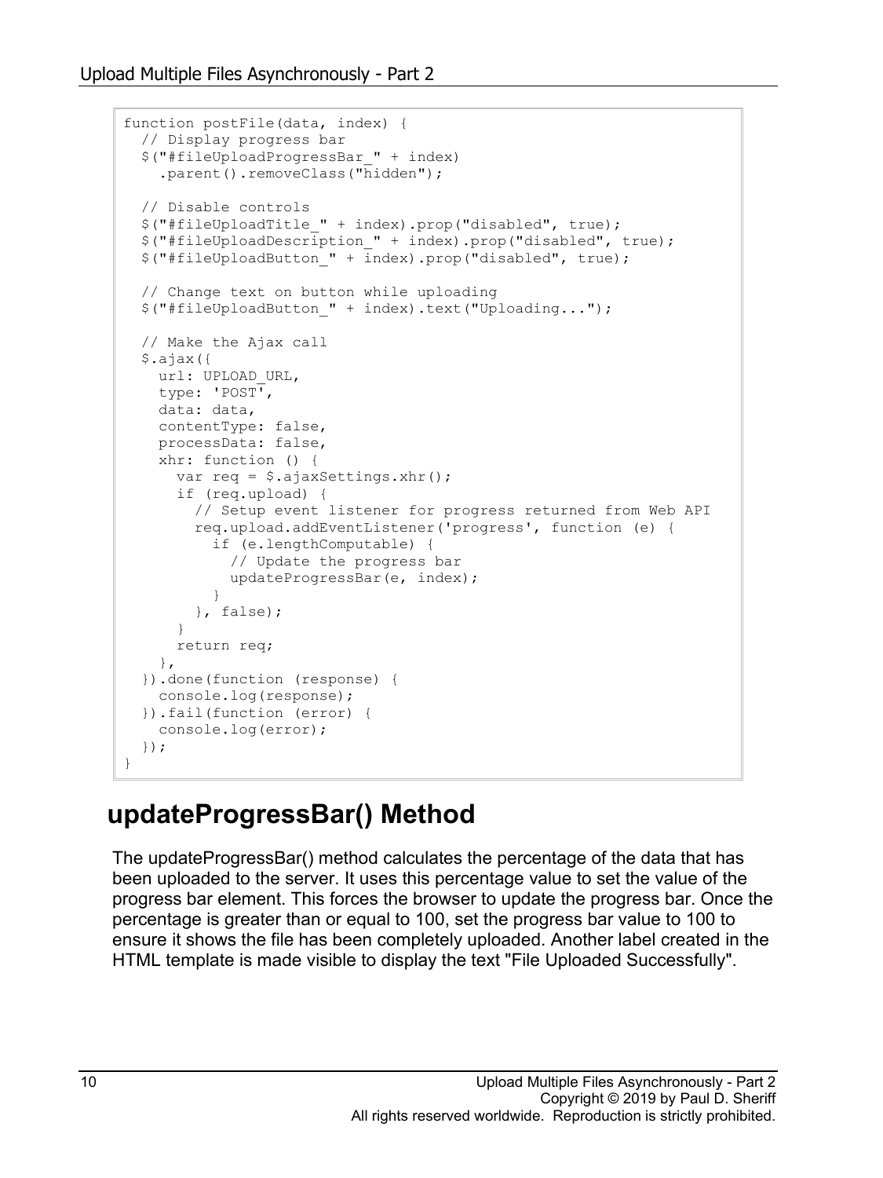```
function postFile(data, index) {
  // Display progress bar
  $("#fileUploadProgressBar_" + index)
    .parent().removeClass("hidden");

  // Disable controls
  $("#fileUploadTitle_" + index).prop("disabled", true);
  $("#fileUploadDescription_" + index).prop("disabled", true);
  $("#fileUploadButton_" + index).prop("disabled", true);

  // Change text on button while uploading
  $("#fileUploadButton_" + index).text("Uploading...");

  // Make the Ajax call
  $.ajax({
    url: UPLOAD_URL,
    type: 'POST',
    data: data,
    contentType: false,
    processData: false,
    xhr: function () {
      var req = $.ajaxSettings.xhr();
      if (req.upload) {
        // Setup event listener for progress returned from Web API
        req.upload.addEventListener('progress', function (e) {
          if (e.lengthComputable) {
            // Update the progress bar
            updateProgressBar(e, index);
          }
        }, false);
      }
      return req;
    },
  }).done(function (response) {
    console.log(response);
  }).fail(function (error) {
    console.log(error);
  });
}
```

## updateProgressBar() Method

The updateProgressBar() method calculates the percentage of the data that has been uploaded to the server. It uses this percentage value to set the value of the progress bar element. This forces the browser to update the progress bar. Once the percentage is greater than or equal to 100, set the progress bar value to 100 to ensure it shows the file has been completely uploaded. Another label created in the HTML template is made visible to display the text "File Uploaded Successfully".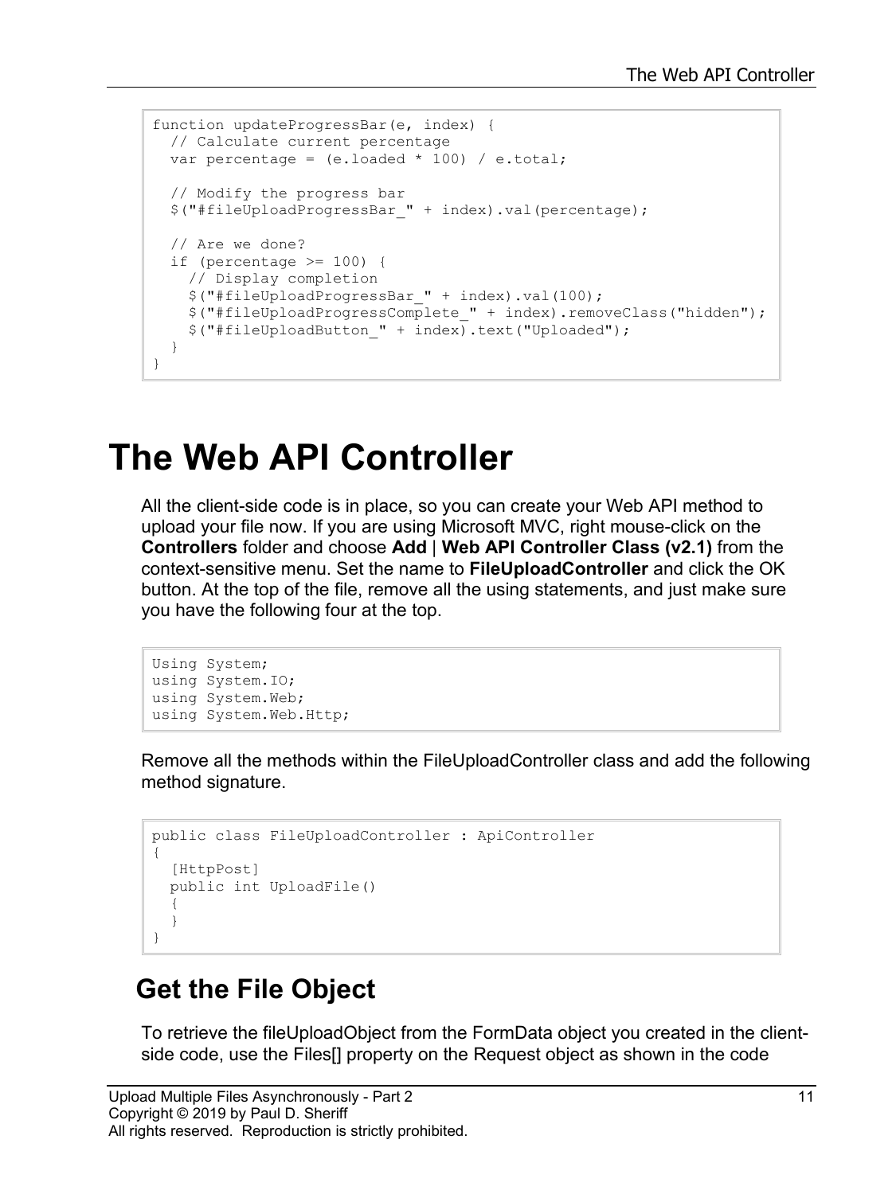```
function updateProgressBar(e, index) {
  // Calculate current percentage
  var percentage = (e.loaded * 100) / e.total;

  // Modify the progress bar
  $("#fileUploadProgressBar_" + index).val(percentage);

  // Are we done?
  if (percentage >= 100) {
    // Display completion
    $("#fileUploadProgressBar_" + index).val(100);
    $("#fileUploadProgressComplete_" + index).removeClass("hidden");
    $("#fileUploadButton_" + index).text("Uploaded");
  }
}
```

# The Web API Controller

All the client-side code is in place, so you can create your Web API method to upload your file now. If you are using Microsoft MVC, right mouse-click on the **Controllers** folder and choose **Add** | **Web API Controller Class (v2.1)** from the context-sensitive menu. Set the name to **FileUploadController** and click the OK button. At the top of the file, remove all the using statements, and just make sure you have the following four at the top.

```
Using System;
using System.IO;
using System.Web;
using System.Web.Http;
```

Remove all the methods within the FileUploadController class and add the following method signature.

```
public class FileUploadController : ApiController
{
  [HttpPost]
  public int UploadFile()
  {
  }
}
```

## Get the File Object

To retrieve the fileUploadObject from the FormData object you created in the client-side code, use the Files[] property on the Request object as shown in the code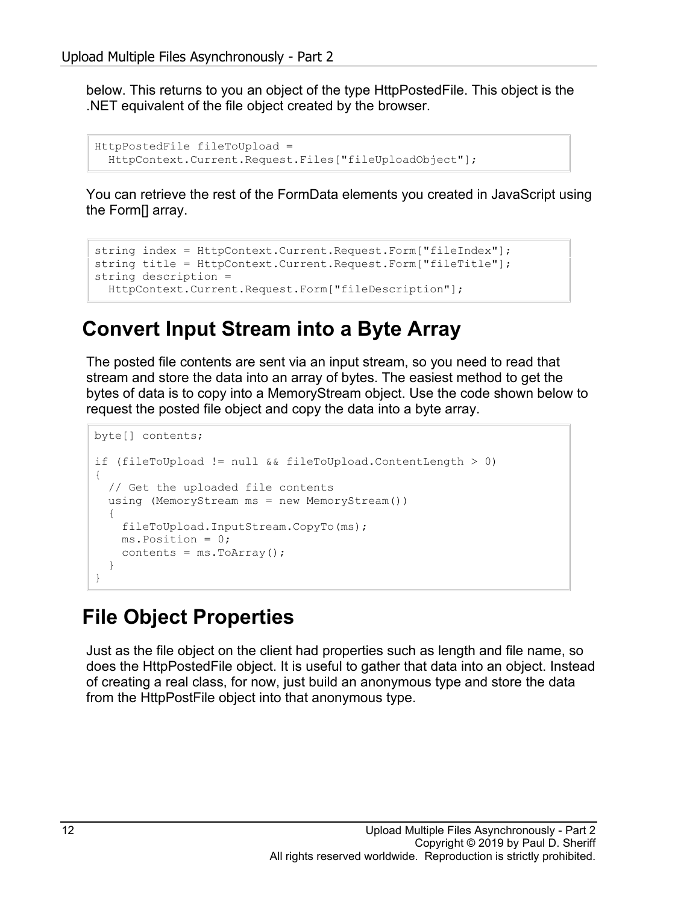below. This returns to you an object of the type HttpPostedFile. This object is the .NET equivalent of the file object created by the browser.

```
HttpPostedFile fileToUpload =
  HttpContext.Current.Request.Files["fileUploadObject"];
```

You can retrieve the rest of the FormData elements you created in JavaScript using the Form[] array.

```
string index = HttpContext.Current.Request.Form["fileIndex"];
string title = HttpContext.Current.Request.Form["fileTitle"];
string description =
  HttpContext.Current.Request.Form["fileDescription"];
```

## Convert Input Stream into a Byte Array

The posted file contents are sent via an input stream, so you need to read that stream and store the data into an array of bytes. The easiest method to get the bytes of data is to copy into a MemoryStream object. Use the code shown below to request the posted file object and copy the data into a byte array.

```
byte[] contents;

if (fileToUpload != null && fileToUpload.ContentLength > 0)
{
  // Get the uploaded file contents
  using (MemoryStream ms = new MemoryStream())
  {
    fileToUpload.InputStream.CopyTo(ms);
    ms.Position = 0;
    contents = ms.ToArray();
  }
}
```

## File Object Properties

Just as the file object on the client had properties such as length and file name, so does the HttpPostedFile object. It is useful to gather that data into an object. Instead of creating a real class, for now, just build an anonymous type and store the data from the HttpPostFile object into that anonymous type.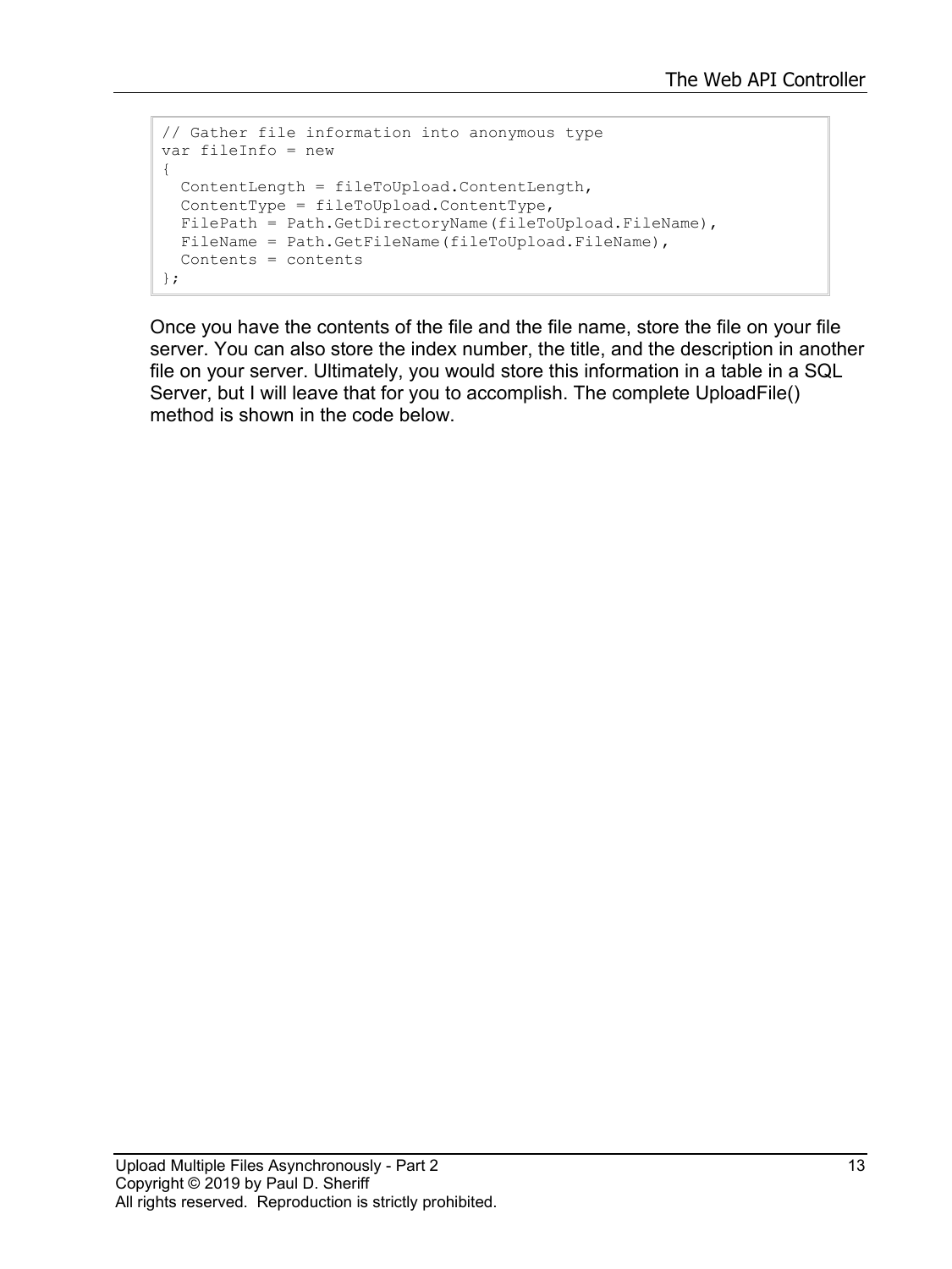```
// Gather file information into anonymous type
var fileInfo = new
{
  ContentLength = fileToUpload.ContentLength,
  ContentType = fileToUpload.ContentType,
  FilePath = Path.GetDirectoryName(fileToUpload.FileName),
  FileName = Path.GetFileName(fileToUpload.FileName),
  Contents = contents
};
```

Once you have the contents of the file and the file name, store the file on your file server. You can also store the index number, the title, and the description in another file on your server. Ultimately, you would store this information in a table in a SQL Server, but I will leave that for you to accomplish. The complete UploadFile() method is shown in the code below.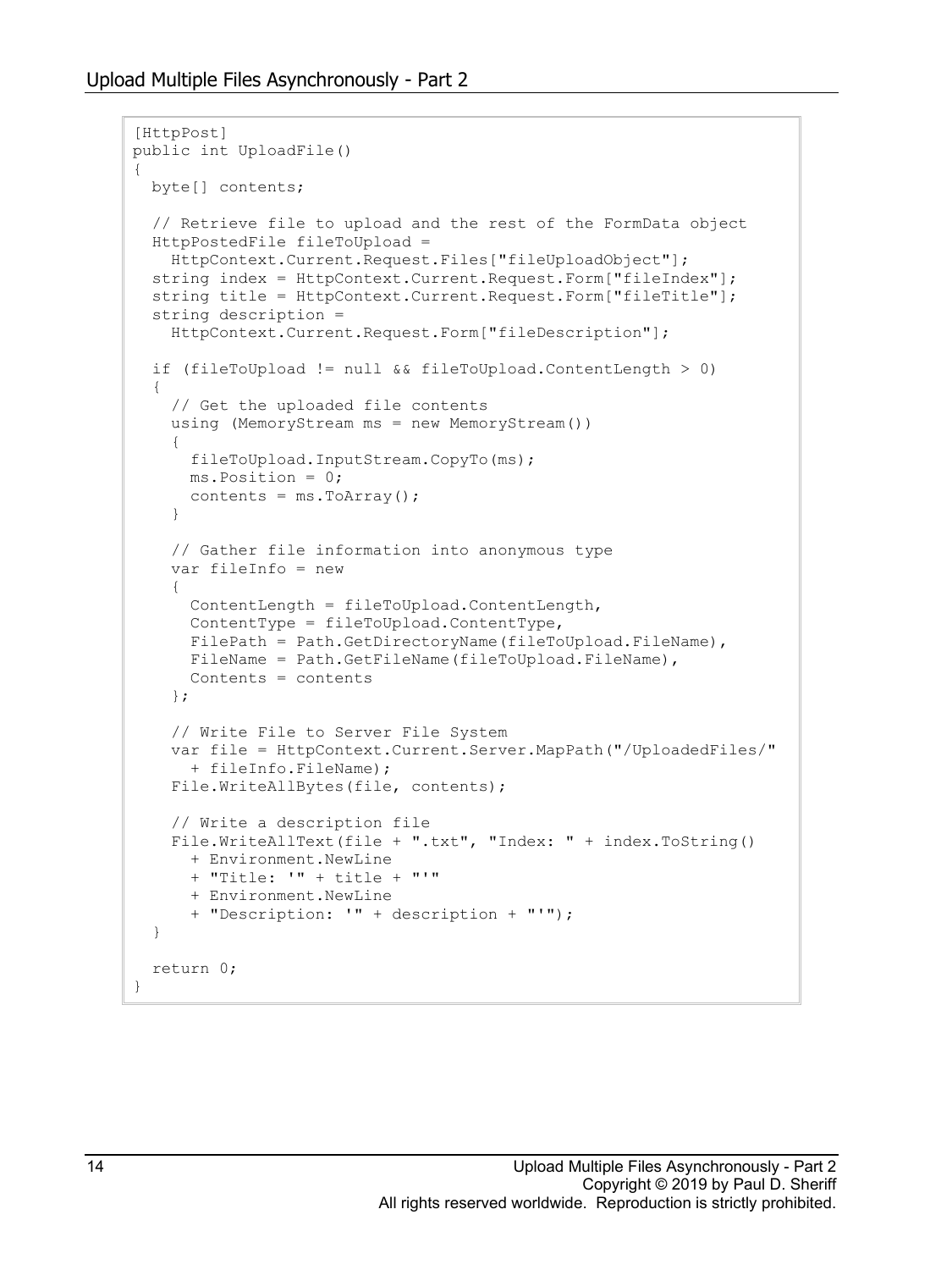```
[HttpPost]
public int UploadFile()
{
  byte[] contents;

  // Retrieve file to upload and the rest of the FormData object
  HttpPostedFile fileToUpload =
    HttpContext.Current.Request.Files["fileUploadObject"];
  string index = HttpContext.Current.Request.Form["fileIndex"];
  string title = HttpContext.Current.Request.Form["fileTitle"];
  string description =
    HttpContext.Current.Request.Form["fileDescription"];

  if (fileToUpload != null && fileToUpload.ContentLength > 0)
  {
    // Get the uploaded file contents
    using (MemoryStream ms = new MemoryStream())
    {
      fileToUpload.InputStream.CopyTo(ms);
      ms.Position = 0;
      contents = ms.ToArray();
    }

    // Gather file information into anonymous type
    var fileInfo = new
    {
      ContentLength = fileToUpload.ContentLength,
      ContentType = fileToUpload.ContentType,
      FilePath = Path.GetDirectoryName(fileToUpload.FileName),
      FileName = Path.GetFileName(fileToUpload.FileName),
      Contents = contents
    };

    // Write File to Server File System
    var file = HttpContext.Current.Server.MapPath("/UploadedFiles/"
      + fileInfo.FileName);
    File.WriteAllBytes(file, contents);

    // Write a description file
    File.WriteAllText(file + ".txt", "Index: " + index.ToString()
      + Environment.NewLine
      + "Title: '" + title + "'"
      + Environment.NewLine
      + "Description: '" + description + "'");
  }

  return 0;
}
```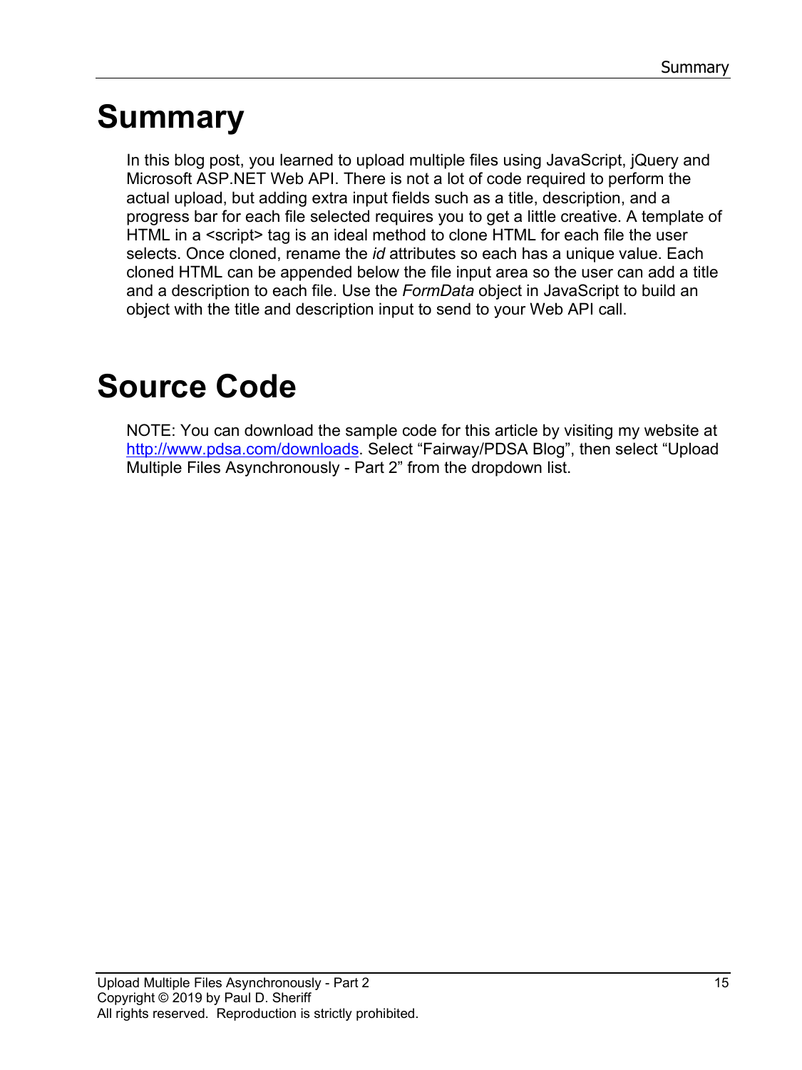# Summary

In this blog post, you learned to upload multiple files using JavaScript, jQuery and Microsoft ASP.NET Web API. There is not a lot of code required to perform the actual upload, but adding extra input fields such as a title, description, and a progress bar for each file selected requires you to get a little creative. A template of HTML in a <script> tag is an ideal method to clone HTML for each file the user selects. Once cloned, rename the *id* attributes so each has a unique value. Each cloned HTML can be appended below the file input area so the user can add a title and a description to each file. Use the *FormData* object in JavaScript to build an object with the title and description input to send to your Web API call.

# Source Code

NOTE: You can download the sample code for this article by visiting my website at [http://www.pdsa.com/downloads](http://www.pdsa.com/downloads). Select "Fairway/PDSA Blog", then select "Upload Multiple Files Asynchronously - Part 2" from the dropdown list.